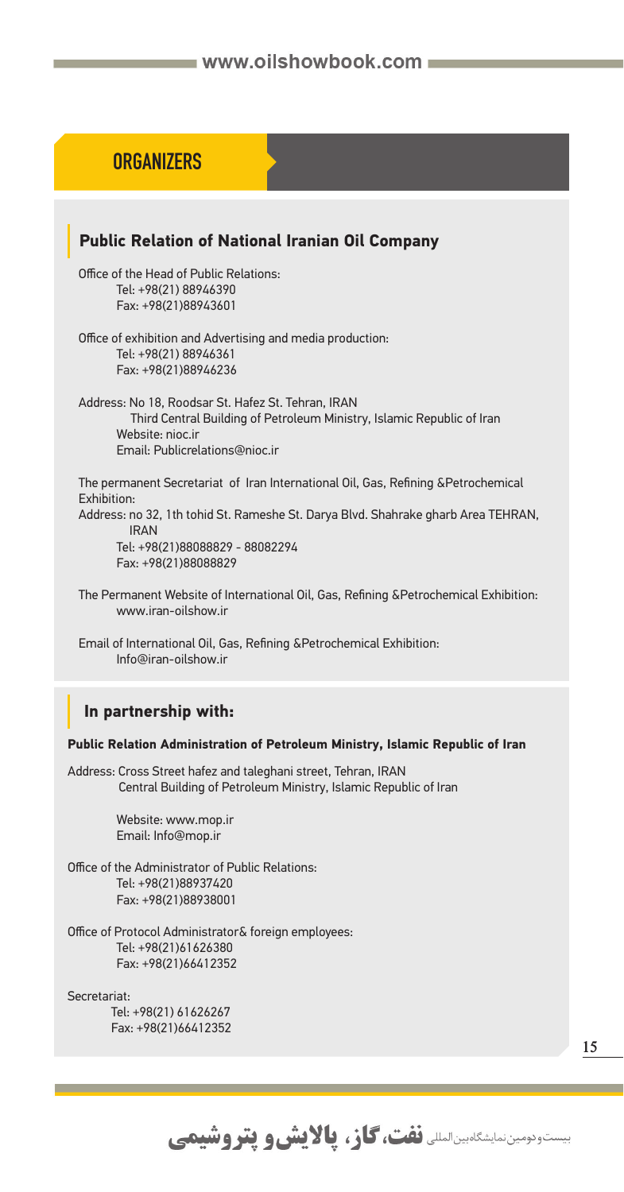## ORGANIZERS

### Public Relation of National Iranian Oil Company

Office of the Head of Public Relations:
Tel: +98(21) 88946390
Fax: +98(21)88943601

Office of exhibition and Advertising and media production:
Tel: +98(21) 88946361
Fax: +98(21)88946236

Address: No 18, Roodsar St. Hafez St. Tehran, IRAN
Third Central Building of Petroleum Ministry, Islamic Republic of Iran
Website: nioc.ir
Email: Publicrelations@nioc.ir

The permanent Secretariat of Iran International Oil, Gas, Refining &Petrochemical Exhibition:
Address: no 32, 1th tohid St. Rameshe St. Darya Blvd. Shahrake gharb Area TEHRAN, IRAN
Tel: +98(21)88088829 - 88082294
Fax: +98(21)88088829

The Permanent Website of International Oil, Gas, Refining &Petrochemical Exhibition:
www.iran-oilshow.ir

Email of International Oil, Gas, Refining &Petrochemical Exhibition:
Info@iran-oilshow.ir

### In partnership with:

**Public Relation Administration of Petroleum Ministry, Islamic Republic of Iran**

Address: Cross Street hafez and taleghani street, Tehran, IRAN
Central Building of Petroleum Ministry, Islamic Republic of Iran

Website: www.mop.ir
Email: Info@mop.ir

Office of the Administrator of Public Relations:
Tel: +98(21)88937420
Fax: +98(21)88938001

Office of Protocol Administrator& foreign employees:
Tel: +98(21)61626380
Fax: +98(21)66412352

Secretariat:
Tel: +98(21) 61626267
Fax: +98(21)66412352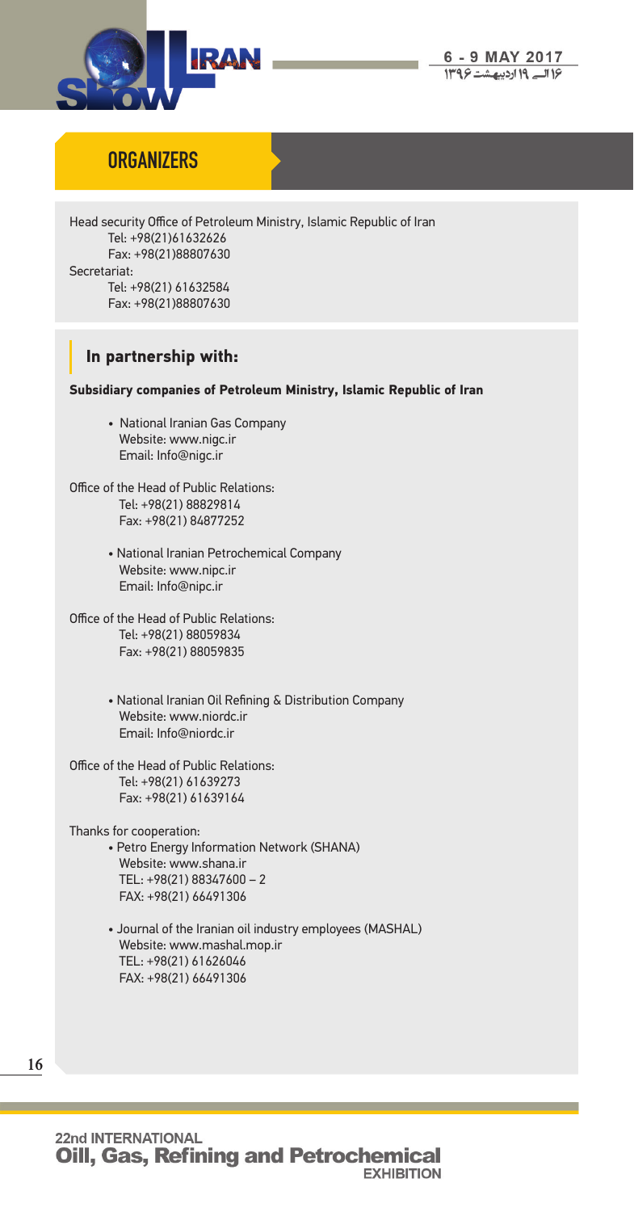## ORGANIZERS

Head security Office of Petroleum Ministry, Islamic Republic of Iran
Tel: +98(21)61632626
Fax: +98(21)88807630

Secretariat:
Tel: +98(21) 61632584
Fax: +98(21)88807630

### In partnership with:

**Subsidiary companies of Petroleum Ministry, Islamic Republic of Iran**

- National Iranian Gas Company
  Website: www.nigc.ir
  Email: Info@nigc.ir

Office of the Head of Public Relations:
Tel: +98(21) 88829814
Fax: +98(21) 84877252

- National Iranian Petrochemical Company
  Website: www.nipc.ir
  Email: Info@nipc.ir

Office of the Head of Public Relations:
Tel: +98(21) 88059834
Fax: +98(21) 88059835

- National Iranian Oil Refining & Distribution Company
  Website: www.niordc.ir
  Email: Info@niordc.ir

Office of the Head of Public Relations:
Tel: +98(21) 61639273
Fax: +98(21) 61639164

Thanks for cooperation:

- Petro Energy Information Network (SHANA)
  Website: www.shana.ir
  TEL: +98(21) 88347600 – 2
  FAX: +98(21) 66491306

- Journal of the Iranian oil industry employees (MASHAL)
  Website: www.mashal.mop.ir
  TEL: +98(21) 61626046
  FAX: +98(21) 66491306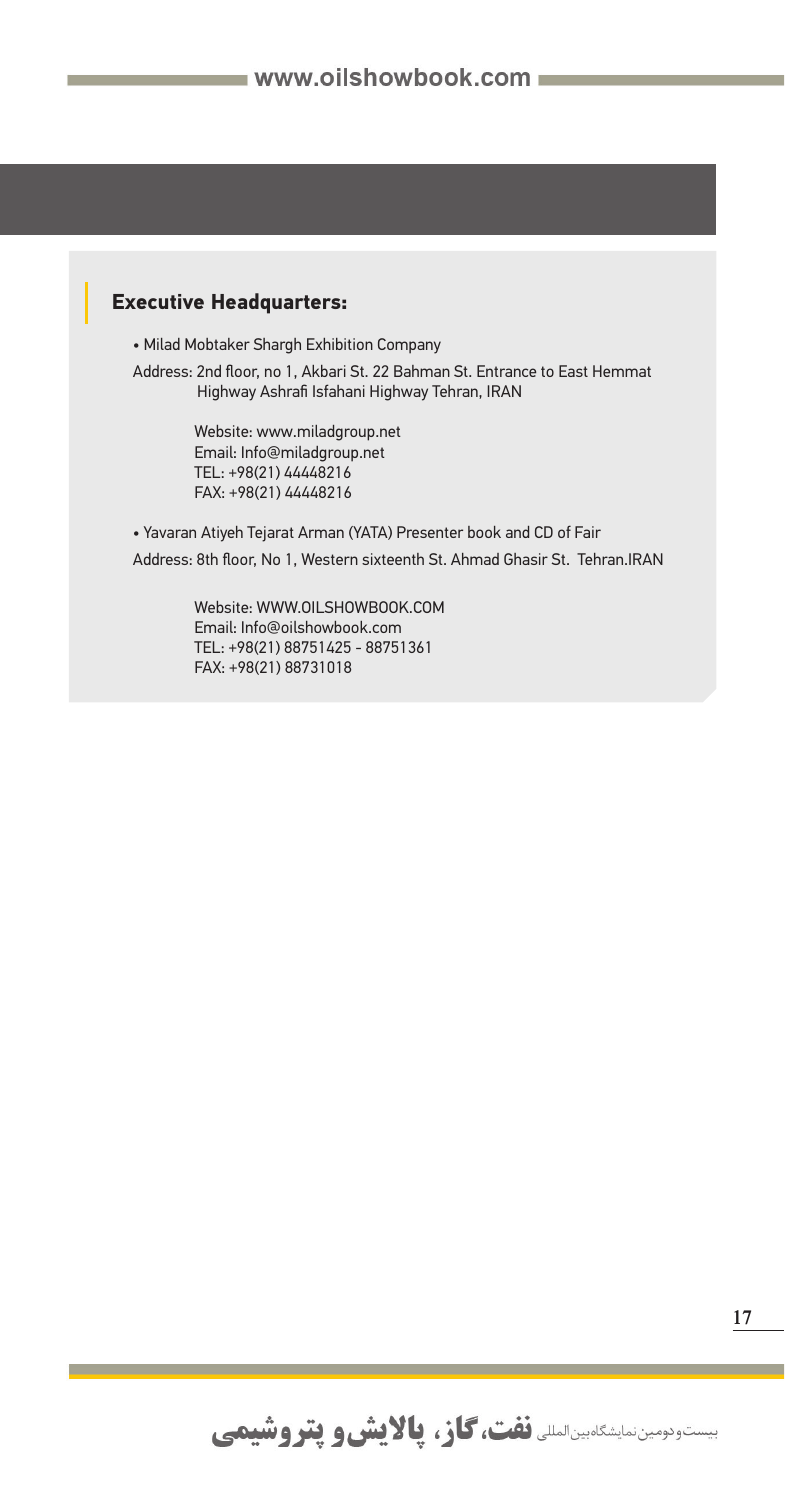## Executive Headquarters:

- Milad Mobtaker Shargh Exhibition Company

Address: 2nd floor, no 1, Akbari St. 22 Bahman St. Entrance to East Hemmat Highway Ashrafi Isfahani Highway Tehran, IRAN

Website: www.miladgroup.net
Email: Info@miladgroup.net
TEL: +98(21) 44448216
FAX: +98(21) 44448216

- Yavaran Atiyeh Tejarat Arman (YATA) Presenter book and CD of Fair

Address: 8th floor, No 1, Western sixteenth St. Ahmad Ghasir St. Tehran.IRAN

Website: WWW.OILSHOWBOOK.COM
Email: Info@oilshowbook.com
TEL: +98(21) 88751425 - 88751361
FAX: +98(21) 88731018